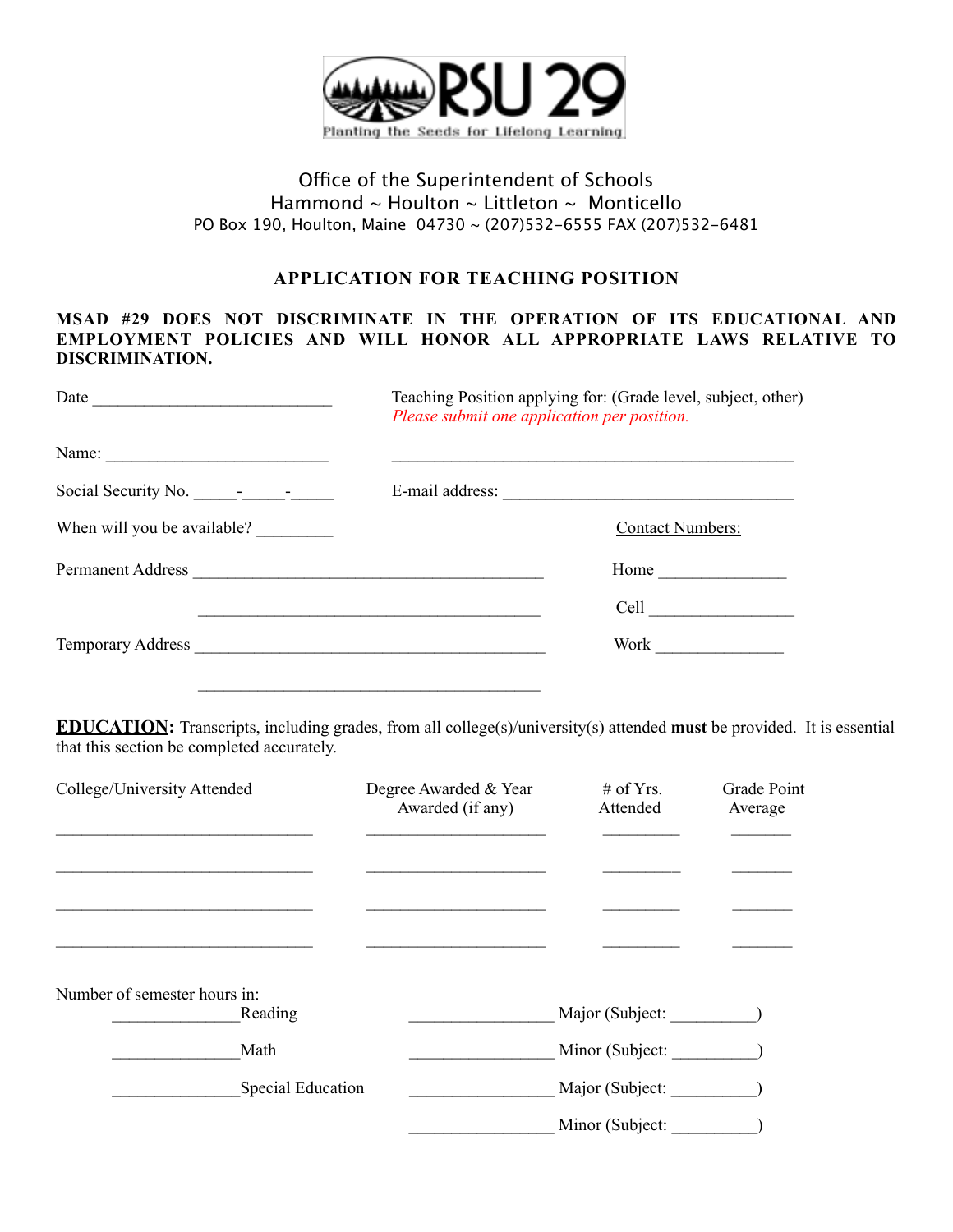RSU 29

Planting the Seeds for Lifelong Learning

Office of the Superintendent of Schools
Hammond ~ Houlton ~ Littleton ~ Monticello
PO Box 190, Houlton, Maine 04730 ~ (207)532-6555 FAX (207)532-6481

## APPLICATION FOR TEACHING POSITION

**MSAD #29 DOES NOT DISCRIMINATE IN THE OPERATION OF ITS EDUCATIONAL AND EMPLOYMENT POLICIES AND WILL HONOR ALL APPROPRIATE LAWS RELATIVE TO DISCRIMINATION.**

Date ____________________________

Teaching Position applying for: (Grade level, subject, other)
*Please submit one application per position.*

_______________________________________________

Name: __________________________

Social Security No. _____-_____-_____

E-mail address: __________________________________

When will you be available? _________

Permanent Address _________________________________________

_________________________________________

Temporary Address _________________________________________

_________________________________________

Contact Numbers:

Home _______________

Cell ________________

Work _______________

**EDUCATION:** Transcripts, including grades, from all college(s)/university(s) attended **must** be provided. It is essential that this section be completed accurately.

| College/University Attended | Degree Awarded & Year Awarded (if any) | # of Yrs. Attended | Grade Point Average |
|---|---|---|---|
| ______________________________ | _____________________ | _________ | _______ |
| ______________________________ | _____________________ | _________ | _______ |
| ______________________________ | _____________________ | _________ | _______ |
| ______________________________ | _____________________ | _________ | _______ |

Number of semester hours in:

_______________Reading

_______________Math

_______________Special Education

________________ Major (Subject: __________)

________________ Minor (Subject: __________)

________________ Major (Subject: __________)

________________ Minor (Subject: __________)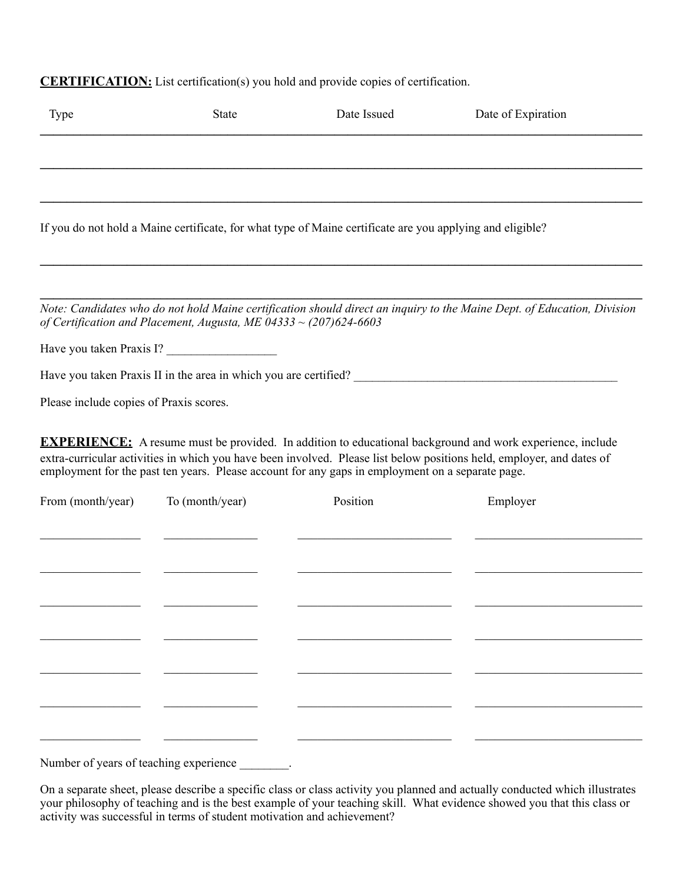**CERTIFICATION:** List certification(s) you hold and provide copies of certification.

| Type | State | Date Issued | Date of Expiration |
|---|---|---|---|
| | | | |
| | | | |
| | | | |

If you do not hold a Maine certificate, for what type of Maine certificate are you applying and eligible?

\_\_\_\_\_\_\_\_\_\_\_\_\_\_\_\_\_\_\_\_\_\_\_\_\_\_\_\_\_\_\_\_\_\_\_\_\_\_\_\_\_\_\_\_\_\_\_\_\_\_\_\_\_\_\_\_\_\_\_\_\_\_\_\_\_\_\_\_\_\_\_\_\_\_\_\_\_\_

\_\_\_\_\_\_\_\_\_\_\_\_\_\_\_\_\_\_\_\_\_\_\_\_\_\_\_\_\_\_\_\_\_\_\_\_\_\_\_\_\_\_\_\_\_\_\_\_\_\_\_\_\_\_\_\_\_\_\_\_\_\_\_\_\_\_\_\_\_\_\_\_\_\_\_\_\_\_

*Note: Candidates who do not hold Maine certification should direct an inquiry to the Maine Dept. of Education, Division of Certification and Placement, Augusta, ME 04333 ~ (207)624-6603*

Have you taken Praxis I? \_\_\_\_\_\_\_\_\_\_\_\_\_\_\_\_\_\_

Have you taken Praxis II in the area in which you are certified? \_\_\_\_\_\_\_\_\_\_\_\_\_\_\_\_\_\_\_\_\_\_\_\_\_\_\_\_\_\_\_\_\_\_\_\_\_\_\_\_\_\_\_\_\_

Please include copies of Praxis scores.

**EXPERIENCE:** A resume must be provided. In addition to educational background and work experience, include extra-curricular activities in which you have been involved. Please list below positions held, employer, and dates of employment for the past ten years. Please account for any gaps in employment on a separate page.

| From (month/year) | To (month/year) | Position | Employer |
|---|---|---|---|
| | | | |
| | | | |
| | | | |
| | | | |
| | | | |
| | | | |
| | | | |

Number of years of teaching experience \_\_\_\_\_\_\_\_.

On a separate sheet, please describe a specific class or class activity you planned and actually conducted which illustrates your philosophy of teaching and is the best example of your teaching skill. What evidence showed you that this class or activity was successful in terms of student motivation and achievement?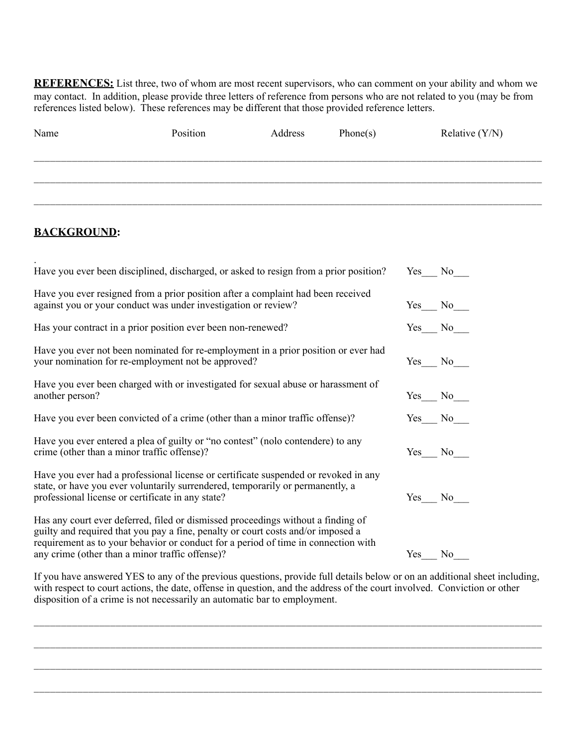**REFERENCES:** List three, two of whom are most recent supervisors, who can comment on your ability and whom we may contact. In addition, please provide three letters of reference from persons who are not related to you (may be from references listed below). These references may be different that those provided reference letters.

| Name | Position | Address | Phone(s) | Relative (Y/N) |
|---|---|---|---|---|
| | | | | |
| | | | | |
| | | | | |

## BACKGROUND:

.

Have you ever been disciplined, discharged, or asked to resign from a prior position? Yes___ No___

Have you ever resigned from a prior position after a complaint had been received against you or your conduct was under investigation or review? Yes___ No___

Has your contract in a prior position ever been non-renewed? Yes___ No___

Have you ever not been nominated for re-employment in a prior position or ever had your nomination for re-employment not be approved? Yes___ No___

Have you ever been charged with or investigated for sexual abuse or harassment of another person? Yes___ No___

Have you ever been convicted of a crime (other than a minor traffic offense)? Yes___ No___

Have you ever entered a plea of guilty or "no contest" (nolo contendere) to any crime (other than a minor traffic offense)? Yes___ No___

Have you ever had a professional license or certificate suspended or revoked in any state, or have you ever voluntarily surrendered, temporarily or permanently, a professional license or certificate in any state? Yes___ No___

Has any court ever deferred, filed or dismissed proceedings without a finding of guilty and required that you pay a fine, penalty or court costs and/or imposed a requirement as to your behavior or conduct for a period of time in connection with any crime (other than a minor traffic offense)? Yes___ No___

If you have answered YES to any of the previous questions, provide full details below or on an additional sheet including, with respect to court actions, the date, offense in question, and the address of the court involved. Conviction or other disposition of a crime is not necessarily an automatic bar to employment.

______________________________________________________________________________________

______________________________________________________________________________________

______________________________________________________________________________________

______________________________________________________________________________________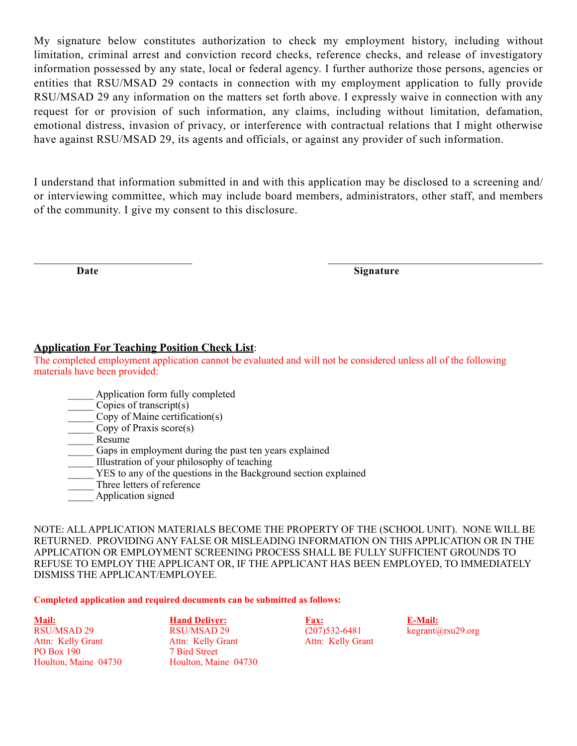My signature below constitutes authorization to check my employment history, including without limitation, criminal arrest and conviction record checks, reference checks, and release of investigatory information possessed by any state, local or federal agency. I further authorize those persons, agencies or entities that RSU/MSAD 29 contacts in connection with my employment application to fully provide RSU/MSAD 29 any information on the matters set forth above. I expressly waive in connection with any request for or provision of such information, any claims, including without limitation, defamation, emotional distress, invasion of privacy, or interference with contractual relations that I might otherwise have against RSU/MSAD 29, its agents and officials, or against any provider of such information.

I understand that information submitted in and with this application may be disclosed to a screening and/or interviewing committee, which may include board members, administrators, other staff, and members of the community. I give my consent to this disclosure.

______________________________ ________________________________________
**Date** **Signature**

**<u>Application For Teaching Position Check List</u>**:

The completed employment application cannot be evaluated and will not be considered unless all of the following materials have been provided:

_____ Application form fully completed
_____ Copies of transcript(s)
_____ Copy of Maine certification(s)
_____ Copy of Praxis score(s)
_____ Resume
_____ Gaps in employment during the past ten years explained
_____ Illustration of your philosophy of teaching
_____ YES to any of the questions in the Background section explained
_____ Three letters of reference
_____ Application signed

NOTE: ALL APPLICATION MATERIALS BECOME THE PROPERTY OF THE (SCHOOL UNIT). NONE WILL BE RETURNED. PROVIDING ANY FALSE OR MISLEADING INFORMATION ON THIS APPLICATION OR IN THE APPLICATION OR EMPLOYMENT SCREENING PROCESS SHALL BE FULLY SUFFICIENT GROUNDS TO REFUSE TO EMPLOY THE APPLICANT OR, IF THE APPLICANT HAS BEEN EMPLOYED, TO IMMEDIATELY DISMISS THE APPLICANT/EMPLOYEE.

**Completed application and required documents can be submitted as follows:**

**<u>Mail:</u>**
RSU/MSAD 29
Attn: Kelly Grant
PO Box 190
Houlton, Maine 04730

**<u>Hand Deliver:</u>**
RSU/MSAD 29
Attn: Kelly Grant
7 Bird Street
Houlton, Maine 04730

**<u>Fax:</u>**
(207)532-6481
Attn: Kelly Grant

**<u>E-Mail:</u>**
kegrant@rsu29.org